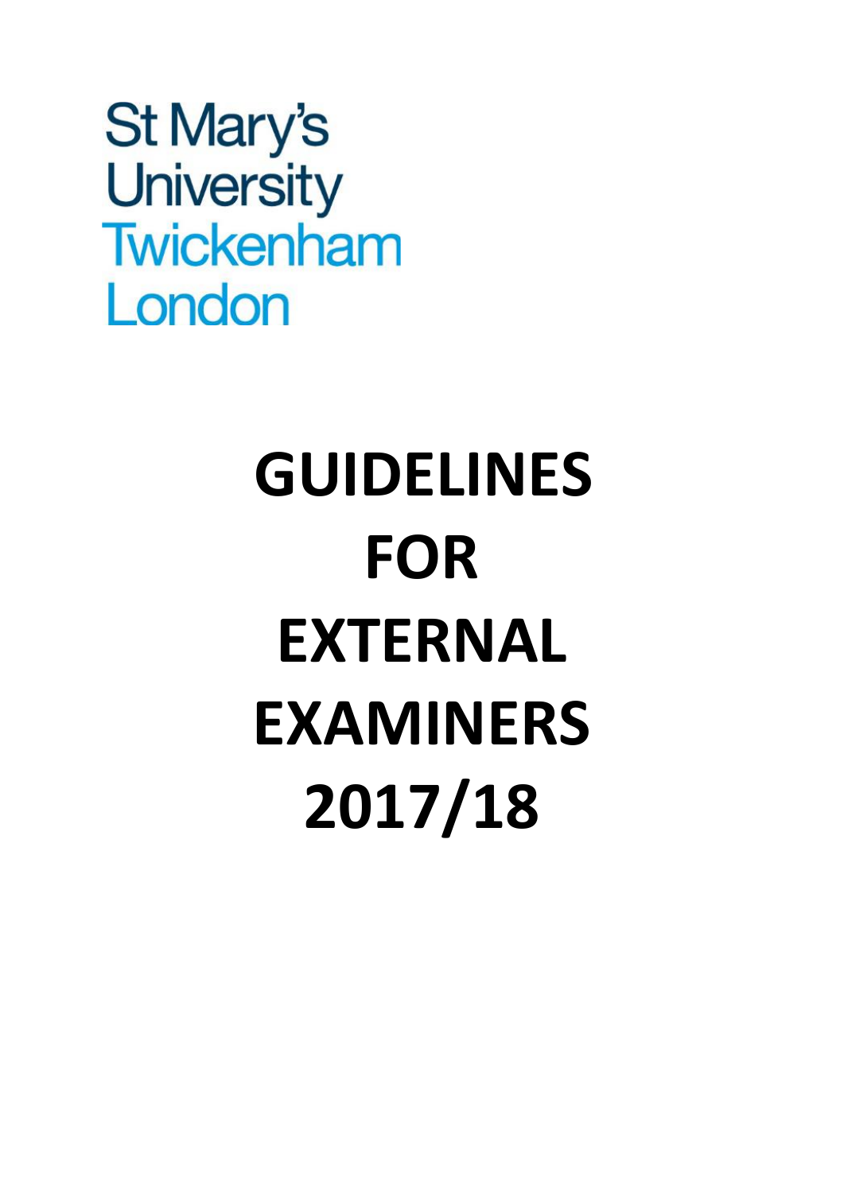St Mary's
University
Twickenham
London

# GUIDELINES FOR EXTERNAL EXAMINERS 2017/18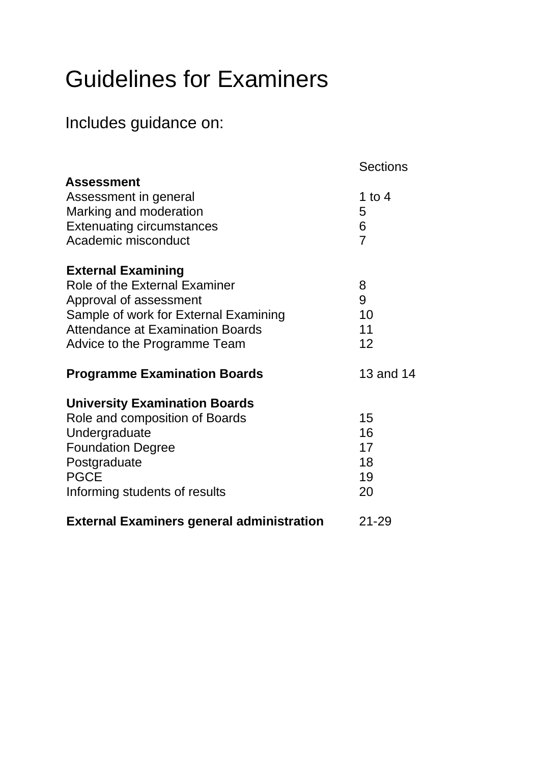# Guidelines for Examiners

## Includes guidance on:

| | Sections |
|---|---|
| **Assessment** | |
| Assessment in general | 1 to 4 |
| Marking and moderation | 5 |
| Extenuating circumstances | 6 |
| Academic misconduct | 7 |
| | |
| **External Examining** | |
| Role of the External Examiner | 8 |
| Approval of assessment | 9 |
| Sample of work for External Examining | 10 |
| Attendance at Examination Boards | 11 |
| Advice to the Programme Team | 12 |
| | |
| **Programme Examination Boards** | 13 and 14 |
| | |
| **University Examination Boards** | |
| Role and composition of Boards | 15 |
| Undergraduate | 16 |
| Foundation Degree | 17 |
| Postgraduate | 18 |
| PGCE | 19 |
| Informing students of results | 20 |
| | |
| **External Examiners general administration** | 21-29 |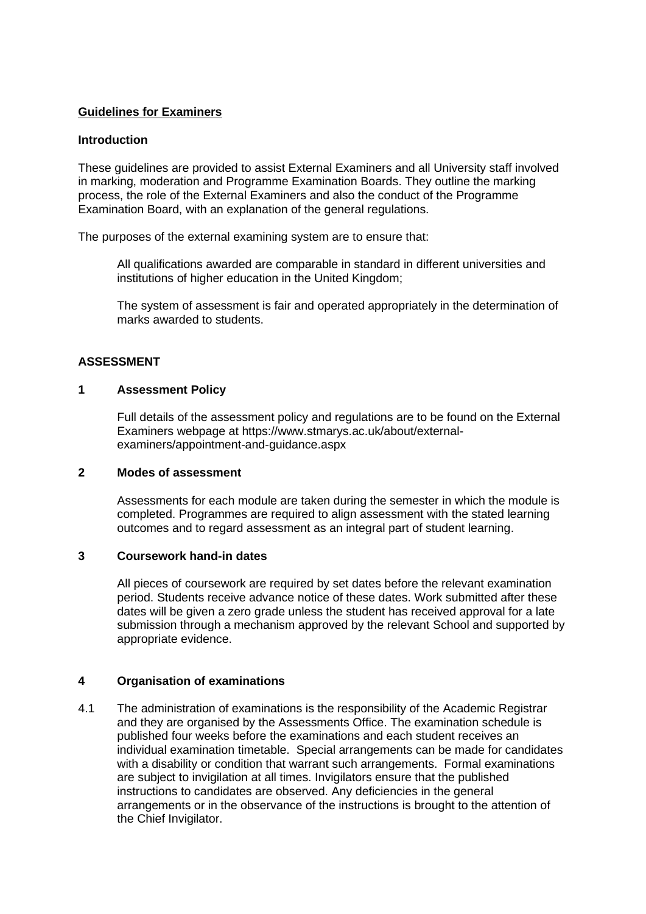## Guidelines for Examiners

### Introduction

These guidelines are provided to assist External Examiners and all University staff involved in marking, moderation and Programme Examination Boards. They outline the marking process, the role of the External Examiners and also the conduct of the Programme Examination Board, with an explanation of the general regulations.

The purposes of the external examining system are to ensure that:

All qualifications awarded are comparable in standard in different universities and institutions of higher education in the United Kingdom;

The system of assessment is fair and operated appropriately in the determination of marks awarded to students.

## ASSESSMENT

### 1 Assessment Policy

Full details of the assessment policy and regulations are to be found on the External Examiners webpage at https://www.stmarys.ac.uk/about/external-examiners/appointment-and-guidance.aspx

### 2 Modes of assessment

Assessments for each module are taken during the semester in which the module is completed. Programmes are required to align assessment with the stated learning outcomes and to regard assessment as an integral part of student learning.

### 3 Coursework hand-in dates

All pieces of coursework are required by set dates before the relevant examination period. Students receive advance notice of these dates. Work submitted after these dates will be given a zero grade unless the student has received approval for a late submission through a mechanism approved by the relevant School and supported by appropriate evidence.

### 4 Organisation of examinations

4.1 The administration of examinations is the responsibility of the Academic Registrar and they are organised by the Assessments Office. The examination schedule is published four weeks before the examinations and each student receives an individual examination timetable. Special arrangements can be made for candidates with a disability or condition that warrant such arrangements. Formal examinations are subject to invigilation at all times. Invigilators ensure that the published instructions to candidates are observed. Any deficiencies in the general arrangements or in the observance of the instructions is brought to the attention of the Chief Invigilator.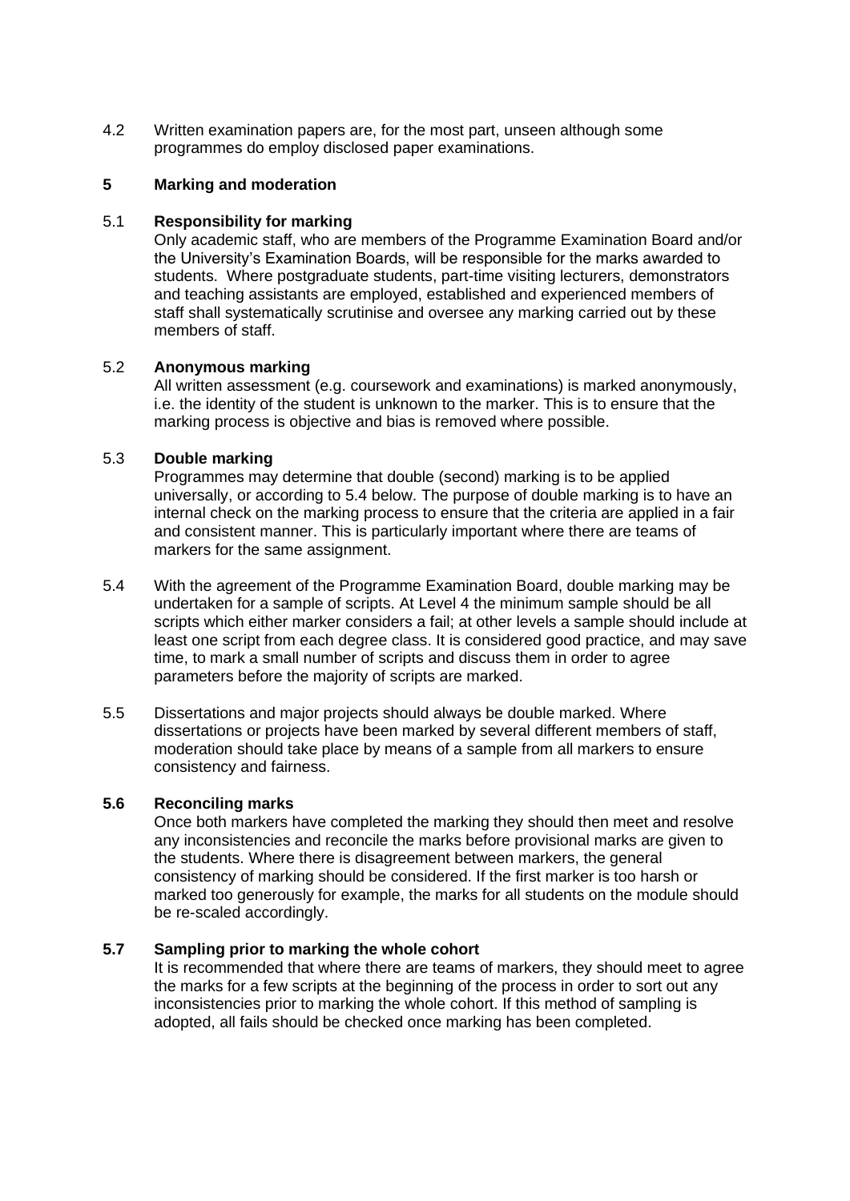4.2 Written examination papers are, for the most part, unseen although some programmes do employ disclosed paper examinations.

## 5 Marking and moderation

### 5.1 Responsibility for marking

Only academic staff, who are members of the Programme Examination Board and/or the University's Examination Boards, will be responsible for the marks awarded to students. Where postgraduate students, part-time visiting lecturers, demonstrators and teaching assistants are employed, established and experienced members of staff shall systematically scrutinise and oversee any marking carried out by these members of staff.

### 5.2 Anonymous marking

All written assessment (e.g. coursework and examinations) is marked anonymously, i.e. the identity of the student is unknown to the marker. This is to ensure that the marking process is objective and bias is removed where possible.

### 5.3 Double marking

Programmes may determine that double (second) marking is to be applied universally, or according to 5.4 below. The purpose of double marking is to have an internal check on the marking process to ensure that the criteria are applied in a fair and consistent manner. This is particularly important where there are teams of markers for the same assignment.

5.4 With the agreement of the Programme Examination Board, double marking may be undertaken for a sample of scripts. At Level 4 the minimum sample should be all scripts which either marker considers a fail; at other levels a sample should include at least one script from each degree class. It is considered good practice, and may save time, to mark a small number of scripts and discuss them in order to agree parameters before the majority of scripts are marked.

5.5 Dissertations and major projects should always be double marked. Where dissertations or projects have been marked by several different members of staff, moderation should take place by means of a sample from all markers to ensure consistency and fairness.

### 5.6 Reconciling marks

Once both markers have completed the marking they should then meet and resolve any inconsistencies and reconcile the marks before provisional marks are given to the students. Where there is disagreement between markers, the general consistency of marking should be considered. If the first marker is too harsh or marked too generously for example, the marks for all students on the module should be re-scaled accordingly.

### 5.7 Sampling prior to marking the whole cohort

It is recommended that where there are teams of markers, they should meet to agree the marks for a few scripts at the beginning of the process in order to sort out any inconsistencies prior to marking the whole cohort. If this method of sampling is adopted, all fails should be checked once marking has been completed.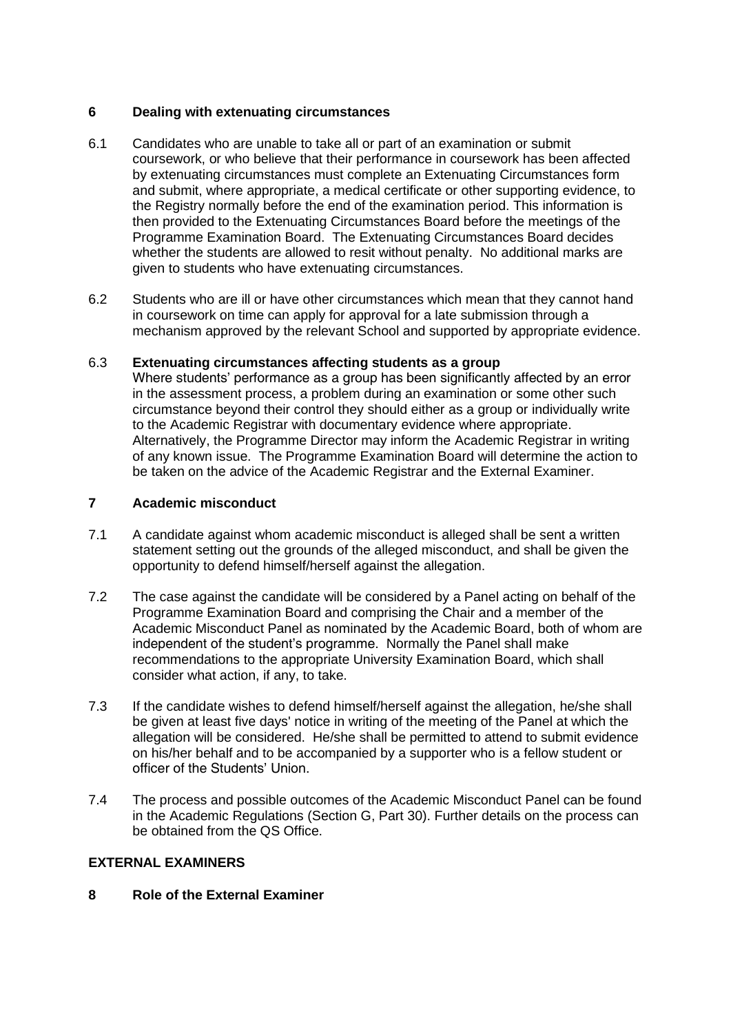## 6 Dealing with extenuating circumstances

6.1 Candidates who are unable to take all or part of an examination or submit coursework, or who believe that their performance in coursework has been affected by extenuating circumstances must complete an Extenuating Circumstances form and submit, where appropriate, a medical certificate or other supporting evidence, to the Registry normally before the end of the examination period. This information is then provided to the Extenuating Circumstances Board before the meetings of the Programme Examination Board. The Extenuating Circumstances Board decides whether the students are allowed to resit without penalty. No additional marks are given to students who have extenuating circumstances.

6.2 Students who are ill or have other circumstances which mean that they cannot hand in coursework on time can apply for approval for a late submission through a mechanism approved by the relevant School and supported by appropriate evidence.

6.3 **Extenuating circumstances affecting students as a group**
Where students' performance as a group has been significantly affected by an error in the assessment process, a problem during an examination or some other such circumstance beyond their control they should either as a group or individually write to the Academic Registrar with documentary evidence where appropriate. Alternatively, the Programme Director may inform the Academic Registrar in writing of any known issue. The Programme Examination Board will determine the action to be taken on the advice of the Academic Registrar and the External Examiner.

## 7 Academic misconduct

7.1 A candidate against whom academic misconduct is alleged shall be sent a written statement setting out the grounds of the alleged misconduct, and shall be given the opportunity to defend himself/herself against the allegation.

7.2 The case against the candidate will be considered by a Panel acting on behalf of the Programme Examination Board and comprising the Chair and a member of the Academic Misconduct Panel as nominated by the Academic Board, both of whom are independent of the student's programme. Normally the Panel shall make recommendations to the appropriate University Examination Board, which shall consider what action, if any, to take.

7.3 If the candidate wishes to defend himself/herself against the allegation, he/she shall be given at least five days' notice in writing of the meeting of the Panel at which the allegation will be considered. He/she shall be permitted to attend to submit evidence on his/her behalf and to be accompanied by a supporter who is a fellow student or officer of the Students' Union.

7.4 The process and possible outcomes of the Academic Misconduct Panel can be found in the Academic Regulations (Section G, Part 30). Further details on the process can be obtained from the QS Office.

# EXTERNAL EXAMINERS

## 8 Role of the External Examiner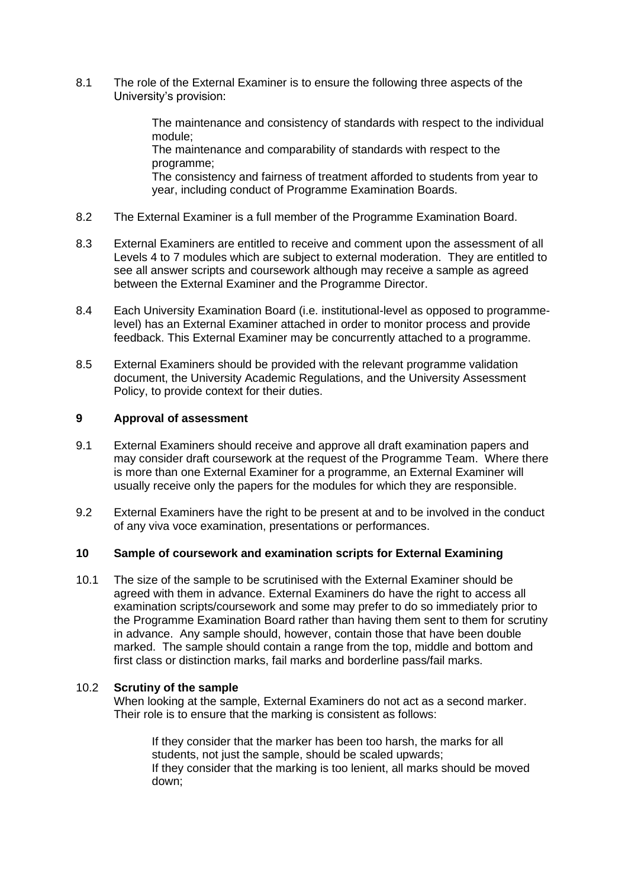8.1 The role of the External Examiner is to ensure the following three aspects of the University's provision:

> The maintenance and consistency of standards with respect to the individual module;
> The maintenance and comparability of standards with respect to the programme;
> The consistency and fairness of treatment afforded to students from year to year, including conduct of Programme Examination Boards.

8.2 The External Examiner is a full member of the Programme Examination Board.

8.3 External Examiners are entitled to receive and comment upon the assessment of all Levels 4 to 7 modules which are subject to external moderation. They are entitled to see all answer scripts and coursework although may receive a sample as agreed between the External Examiner and the Programme Director.

8.4 Each University Examination Board (i.e. institutional-level as opposed to programme-level) has an External Examiner attached in order to monitor process and provide feedback. This External Examiner may be concurrently attached to a programme.

8.5 External Examiners should be provided with the relevant programme validation document, the University Academic Regulations, and the University Assessment Policy, to provide context for their duties.

## 9 Approval of assessment

9.1 External Examiners should receive and approve all draft examination papers and may consider draft coursework at the request of the Programme Team. Where there is more than one External Examiner for a programme, an External Examiner will usually receive only the papers for the modules for which they are responsible.

9.2 External Examiners have the right to be present at and to be involved in the conduct of any viva voce examination, presentations or performances.

## 10 Sample of coursework and examination scripts for External Examining

10.1 The size of the sample to be scrutinised with the External Examiner should be agreed with them in advance. External Examiners do have the right to access all examination scripts/coursework and some may prefer to do so immediately prior to the Programme Examination Board rather than having them sent to them for scrutiny in advance. Any sample should, however, contain those that have been double marked. The sample should contain a range from the top, middle and bottom and first class or distinction marks, fail marks and borderline pass/fail marks.

10.2 **Scrutiny of the sample**
When looking at the sample, External Examiners do not act as a second marker. Their role is to ensure that the marking is consistent as follows:

> If they consider that the marker has been too harsh, the marks for all students, not just the sample, should be scaled upwards;
> If they consider that the marking is too lenient, all marks should be moved down;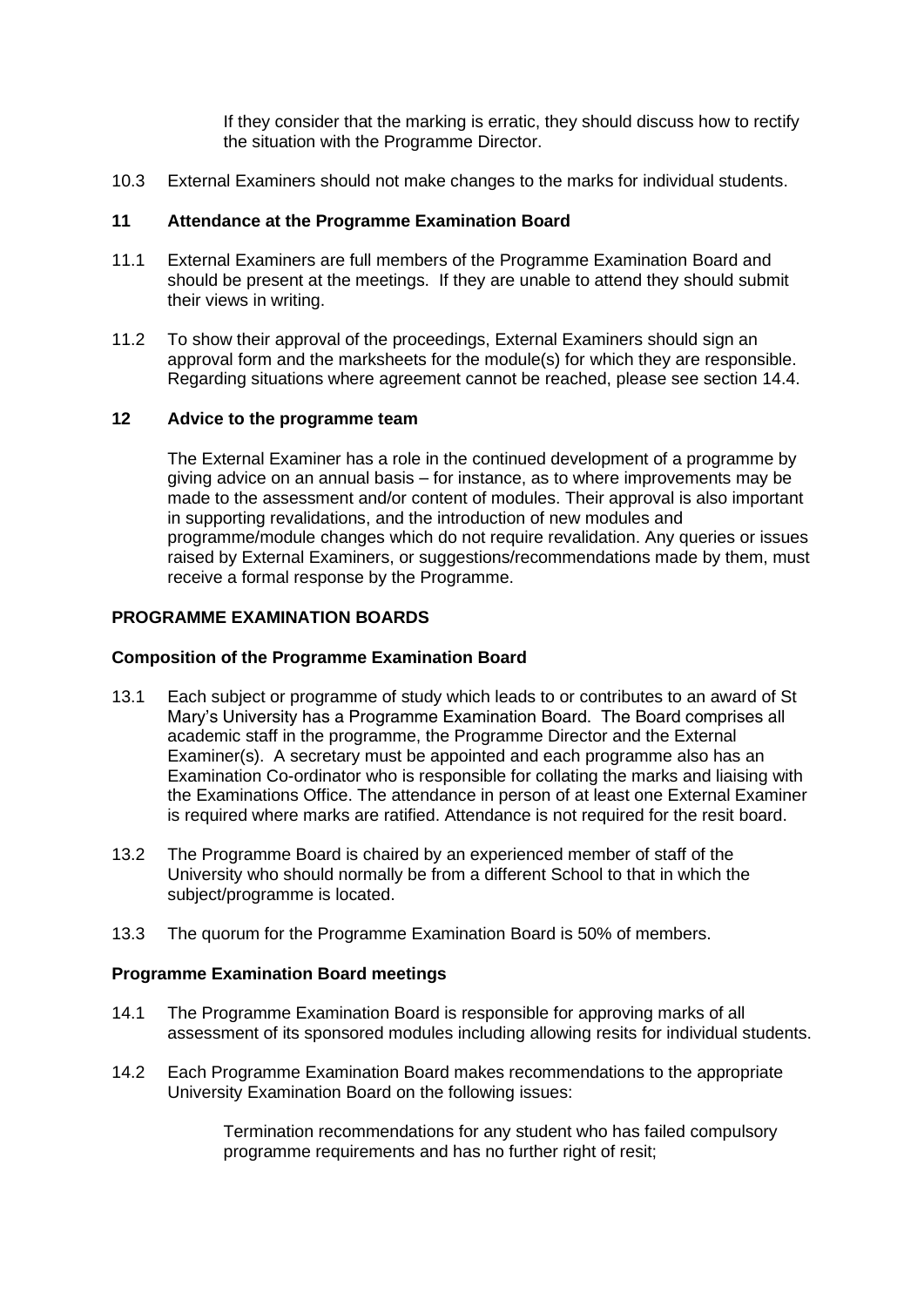If they consider that the marking is erratic, they should discuss how to rectify the situation with the Programme Director.

10.3 External Examiners should not make changes to the marks for individual students.

## 11 Attendance at the Programme Examination Board

11.1 External Examiners are full members of the Programme Examination Board and should be present at the meetings. If they are unable to attend they should submit their views in writing.

11.2 To show their approval of the proceedings, External Examiners should sign an approval form and the marksheets for the module(s) for which they are responsible. Regarding situations where agreement cannot be reached, please see section 14.4.

## 12 Advice to the programme team

The External Examiner has a role in the continued development of a programme by giving advice on an annual basis – for instance, as to where improvements may be made to the assessment and/or content of modules. Their approval is also important in supporting revalidations, and the introduction of new modules and programme/module changes which do not require revalidation. Any queries or issues raised by External Examiners, or suggestions/recommendations made by them, must receive a formal response by the Programme.

## PROGRAMME EXAMINATION BOARDS

### Composition of the Programme Examination Board

13.1 Each subject or programme of study which leads to or contributes to an award of St Mary's University has a Programme Examination Board. The Board comprises all academic staff in the programme, the Programme Director and the External Examiner(s). A secretary must be appointed and each programme also has an Examination Co-ordinator who is responsible for collating the marks and liaising with the Examinations Office. The attendance in person of at least one External Examiner is required where marks are ratified. Attendance is not required for the resit board.

13.2 The Programme Board is chaired by an experienced member of staff of the University who should normally be from a different School to that in which the subject/programme is located.

13.3 The quorum for the Programme Examination Board is 50% of members.

### Programme Examination Board meetings

14.1 The Programme Examination Board is responsible for approving marks of all assessment of its sponsored modules including allowing resits for individual students.

14.2 Each Programme Examination Board makes recommendations to the appropriate University Examination Board on the following issues:

Termination recommendations for any student who has failed compulsory programme requirements and has no further right of resit;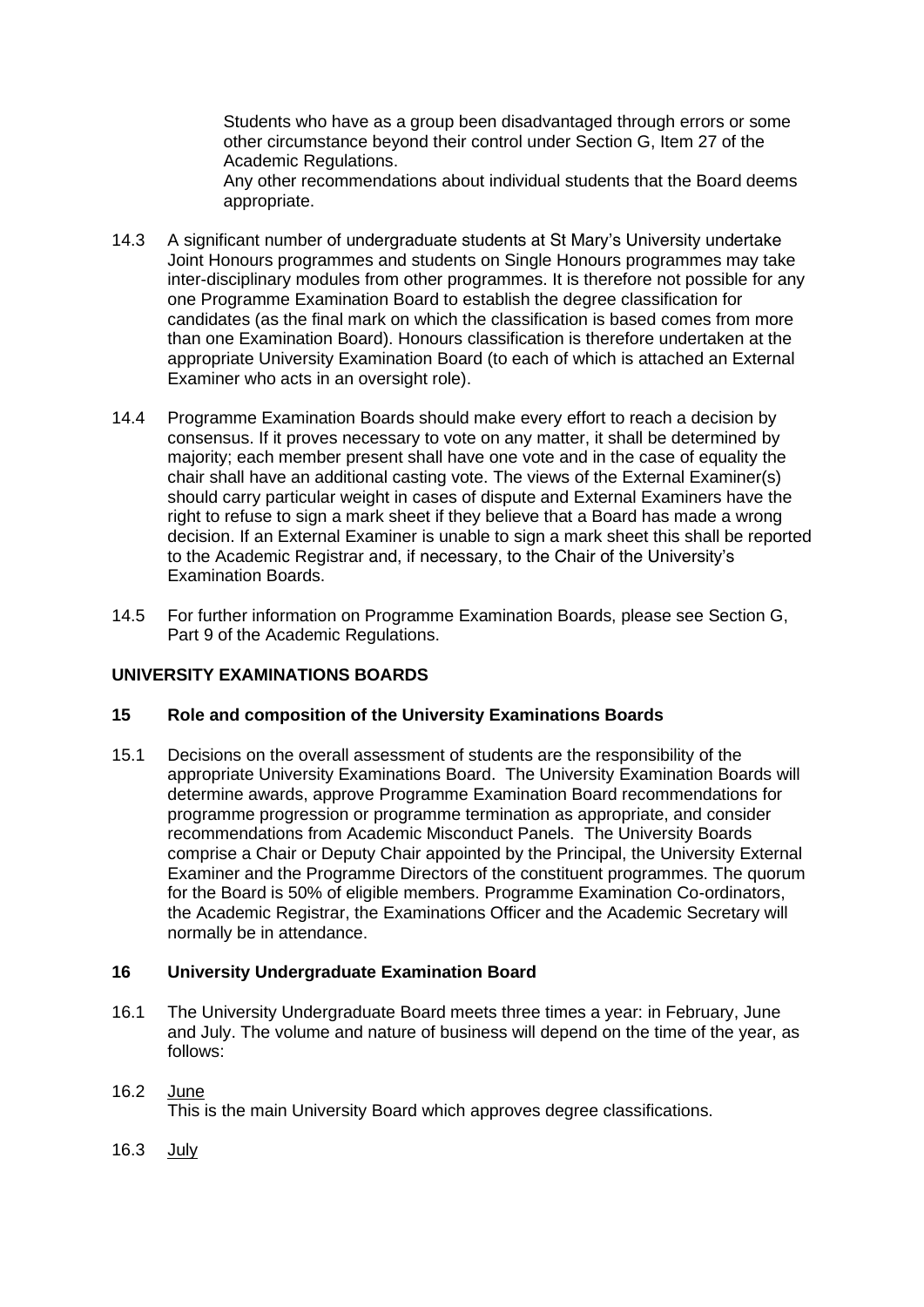Students who have as a group been disadvantaged through errors or some other circumstance beyond their control under Section G, Item 27 of the Academic Regulations.

Any other recommendations about individual students that the Board deems appropriate.

14.3 A significant number of undergraduate students at St Mary's University undertake Joint Honours programmes and students on Single Honours programmes may take inter-disciplinary modules from other programmes. It is therefore not possible for any one Programme Examination Board to establish the degree classification for candidates (as the final mark on which the classification is based comes from more than one Examination Board). Honours classification is therefore undertaken at the appropriate University Examination Board (to each of which is attached an External Examiner who acts in an oversight role).

14.4 Programme Examination Boards should make every effort to reach a decision by consensus. If it proves necessary to vote on any matter, it shall be determined by majority; each member present shall have one vote and in the case of equality the chair shall have an additional casting vote. The views of the External Examiner(s) should carry particular weight in cases of dispute and External Examiners have the right to refuse to sign a mark sheet if they believe that a Board has made a wrong decision. If an External Examiner is unable to sign a mark sheet this shall be reported to the Academic Registrar and, if necessary, to the Chair of the University's Examination Boards.

14.5 For further information on Programme Examination Boards, please see Section G, Part 9 of the Academic Regulations.

## UNIVERSITY EXAMINATIONS BOARDS

### 15 Role and composition of the University Examinations Boards

15.1 Decisions on the overall assessment of students are the responsibility of the appropriate University Examinations Board. The University Examination Boards will determine awards, approve Programme Examination Board recommendations for programme progression or programme termination as appropriate, and consider recommendations from Academic Misconduct Panels. The University Boards comprise a Chair or Deputy Chair appointed by the Principal, the University External Examiner and the Programme Directors of the constituent programmes. The quorum for the Board is 50% of eligible members. Programme Examination Co-ordinators, the Academic Registrar, the Examinations Officer and the Academic Secretary will normally be in attendance.

### 16 University Undergraduate Examination Board

16.1 The University Undergraduate Board meets three times a year: in February, June and July. The volume and nature of business will depend on the time of the year, as follows:

16.2 June

This is the main University Board which approves degree classifications.

16.3 July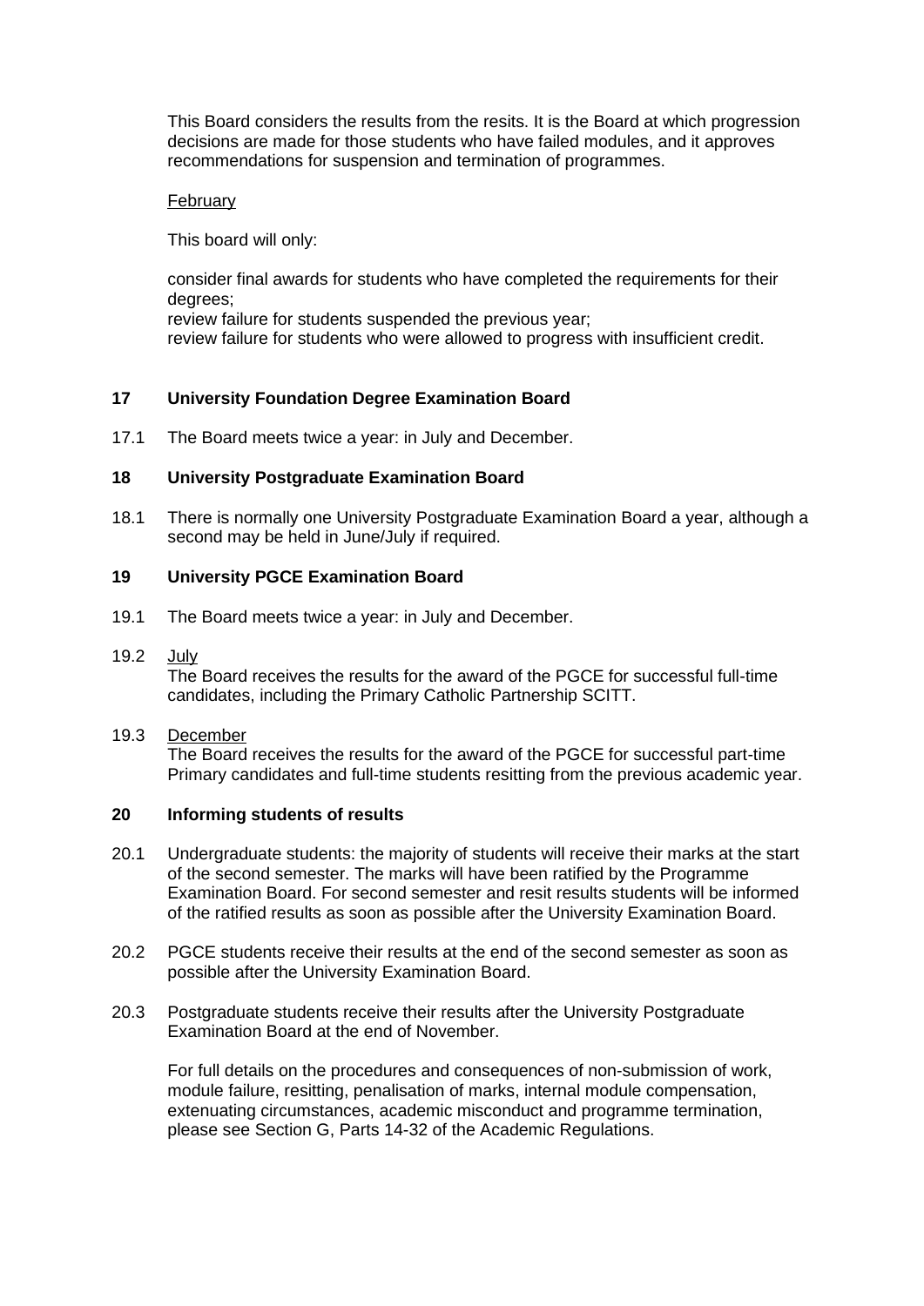This Board considers the results from the resits. It is the Board at which progression decisions are made for those students who have failed modules, and it approves recommendations for suspension and termination of programmes.

February

This board will only:

consider final awards for students who have completed the requirements for their degrees;
review failure for students suspended the previous year;
review failure for students who were allowed to progress with insufficient credit.

## 17 University Foundation Degree Examination Board

17.1 The Board meets twice a year: in July and December.

## 18 University Postgraduate Examination Board

18.1 There is normally one University Postgraduate Examination Board a year, although a second may be held in June/July if required.

## 19 University PGCE Examination Board

19.1 The Board meets twice a year: in July and December.

19.2 July
The Board receives the results for the award of the PGCE for successful full-time candidates, including the Primary Catholic Partnership SCITT.

19.3 December
The Board receives the results for the award of the PGCE for successful part-time Primary candidates and full-time students resitting from the previous academic year.

## 20 Informing students of results

20.1 Undergraduate students: the majority of students will receive their marks at the start of the second semester. The marks will have been ratified by the Programme Examination Board. For second semester and resit results students will be informed of the ratified results as soon as possible after the University Examination Board.

20.2 PGCE students receive their results at the end of the second semester as soon as possible after the University Examination Board.

20.3 Postgraduate students receive their results after the University Postgraduate Examination Board at the end of November.

For full details on the procedures and consequences of non-submission of work, module failure, resitting, penalisation of marks, internal module compensation, extenuating circumstances, academic misconduct and programme termination, please see Section G, Parts 14-32 of the Academic Regulations.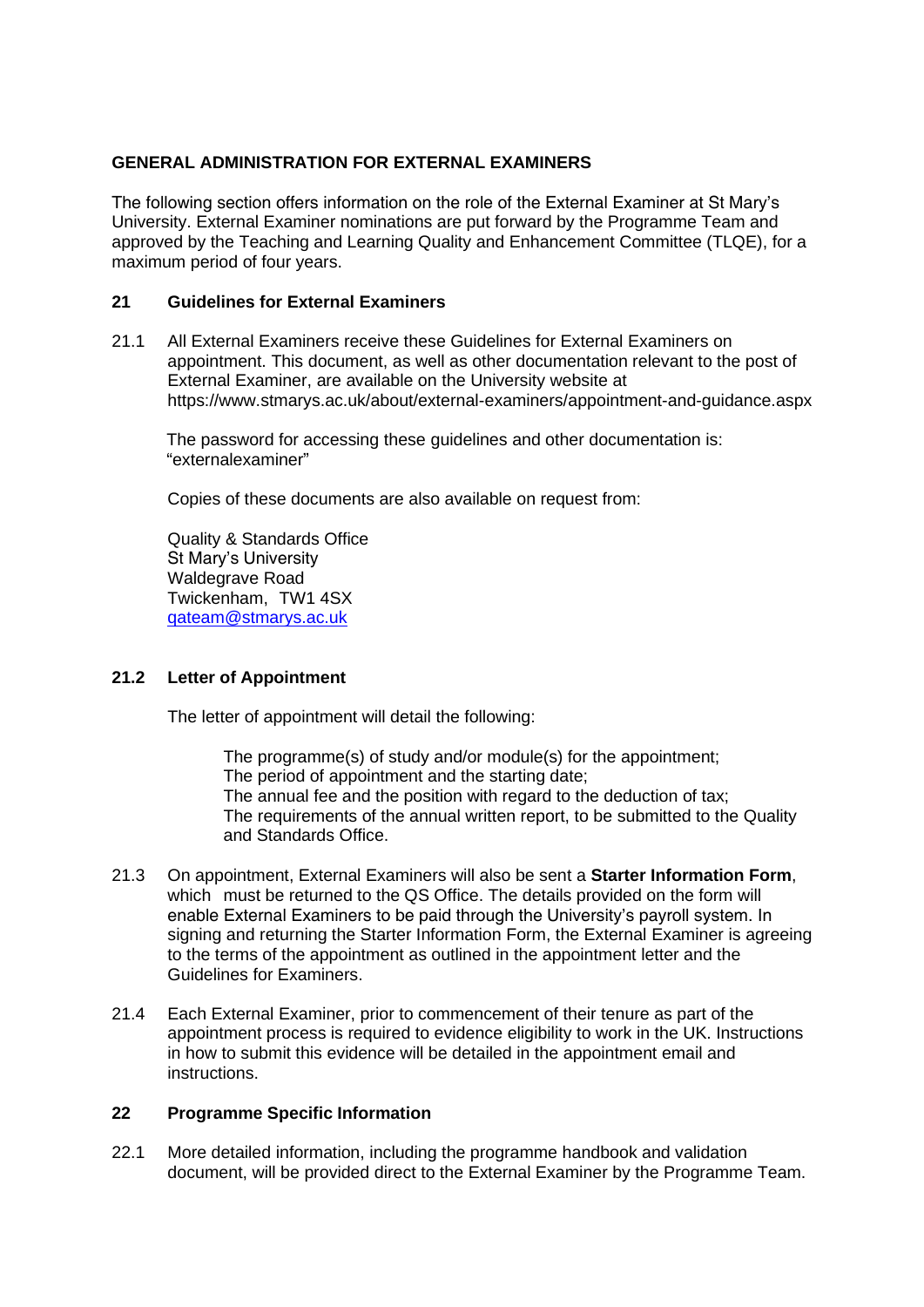## GENERAL ADMINISTRATION FOR EXTERNAL EXAMINERS

The following section offers information on the role of the External Examiner at St Mary's University. External Examiner nominations are put forward by the Programme Team and approved by the Teaching and Learning Quality and Enhancement Committee (TLQE), for a maximum period of four years.

### 21 Guidelines for External Examiners

21.1 All External Examiners receive these Guidelines for External Examiners on appointment. This document, as well as other documentation relevant to the post of External Examiner, are available on the University website at https://www.stmarys.ac.uk/about/external-examiners/appointment-and-guidance.aspx

The password for accessing these guidelines and other documentation is: "externalexaminer"

Copies of these documents are also available on request from:

Quality & Standards Office
St Mary's University
Waldegrave Road
Twickenham, TW1 4SX
qateam@stmarys.ac.uk

### 21.2 Letter of Appointment

The letter of appointment will detail the following:

The programme(s) of study and/or module(s) for the appointment;
The period of appointment and the starting date;
The annual fee and the position with regard to the deduction of tax;
The requirements of the annual written report, to be submitted to the Quality and Standards Office.

21.3 On appointment, External Examiners will also be sent a **Starter Information Form**, which must be returned to the QS Office. The details provided on the form will enable External Examiners to be paid through the University's payroll system. In signing and returning the Starter Information Form, the External Examiner is agreeing to the terms of the appointment as outlined in the appointment letter and the Guidelines for Examiners.

21.4 Each External Examiner, prior to commencement of their tenure as part of the appointment process is required to evidence eligibility to work in the UK. Instructions in how to submit this evidence will be detailed in the appointment email and instructions.

### 22 Programme Specific Information

22.1 More detailed information, including the programme handbook and validation document, will be provided direct to the External Examiner by the Programme Team.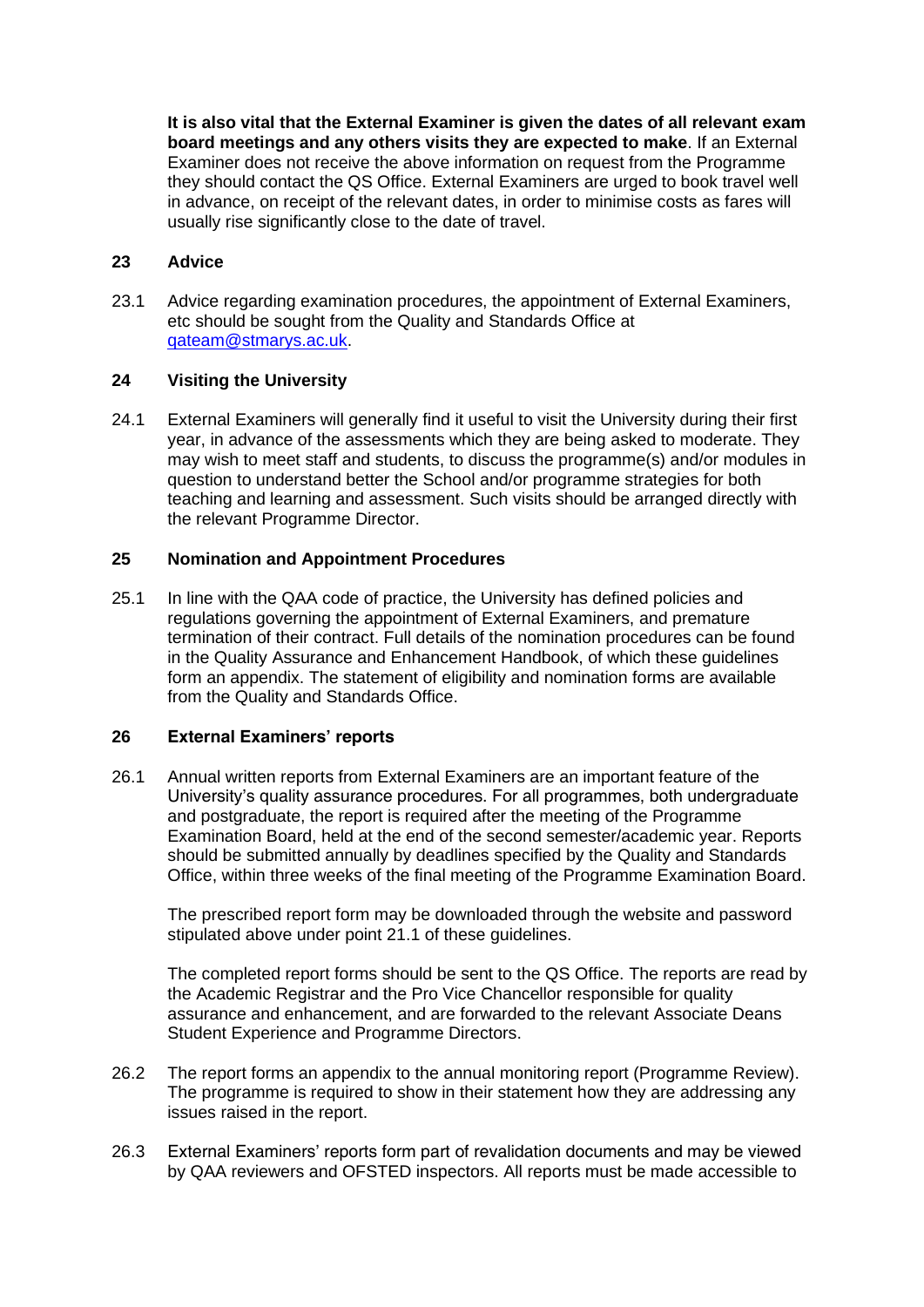**It is also vital that the External Examiner is given the dates of all relevant exam board meetings and any others visits they are expected to make**. If an External Examiner does not receive the above information on request from the Programme they should contact the QS Office. External Examiners are urged to book travel well in advance, on receipt of the relevant dates, in order to minimise costs as fares will usually rise significantly close to the date of travel.

## 23 Advice

23.1 Advice regarding examination procedures, the appointment of External Examiners, etc should be sought from the Quality and Standards Office at qateam@stmarys.ac.uk.

## 24 Visiting the University

24.1 External Examiners will generally find it useful to visit the University during their first year, in advance of the assessments which they are being asked to moderate. They may wish to meet staff and students, to discuss the programme(s) and/or modules in question to understand better the School and/or programme strategies for both teaching and learning and assessment. Such visits should be arranged directly with the relevant Programme Director.

## 25 Nomination and Appointment Procedures

25.1 In line with the QAA code of practice, the University has defined policies and regulations governing the appointment of External Examiners, and premature termination of their contract. Full details of the nomination procedures can be found in the Quality Assurance and Enhancement Handbook, of which these guidelines form an appendix. The statement of eligibility and nomination forms are available from the Quality and Standards Office.

## 26 External Examiners' reports

26.1 Annual written reports from External Examiners are an important feature of the University's quality assurance procedures. For all programmes, both undergraduate and postgraduate, the report is required after the meeting of the Programme Examination Board, held at the end of the second semester/academic year. Reports should be submitted annually by deadlines specified by the Quality and Standards Office, within three weeks of the final meeting of the Programme Examination Board.

The prescribed report form may be downloaded through the website and password stipulated above under point 21.1 of these guidelines.

The completed report forms should be sent to the QS Office. The reports are read by the Academic Registrar and the Pro Vice Chancellor responsible for quality assurance and enhancement, and are forwarded to the relevant Associate Deans Student Experience and Programme Directors.

26.2 The report forms an appendix to the annual monitoring report (Programme Review). The programme is required to show in their statement how they are addressing any issues raised in the report.

26.3 External Examiners' reports form part of revalidation documents and may be viewed by QAA reviewers and OFSTED inspectors. All reports must be made accessible to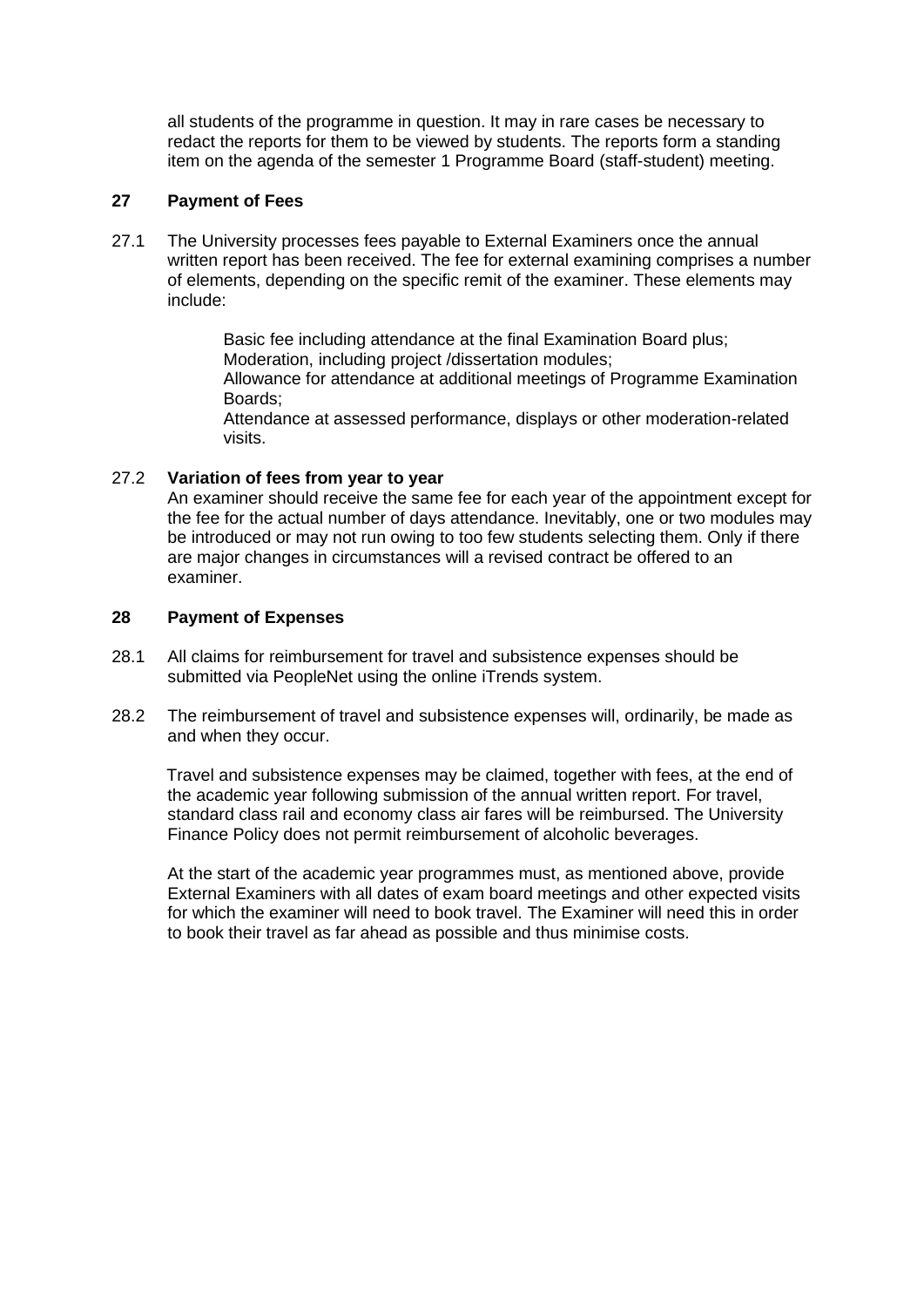all students of the programme in question. It may in rare cases be necessary to redact the reports for them to be viewed by students. The reports form a standing item on the agenda of the semester 1 Programme Board (staff-student) meeting.

## 27 Payment of Fees

27.1 The University processes fees payable to External Examiners once the annual written report has been received. The fee for external examining comprises a number of elements, depending on the specific remit of the examiner. These elements may include:

- Basic fee including attendance at the final Examination Board plus;
- Moderation, including project /dissertation modules;
- Allowance for attendance at additional meetings of Programme Examination Boards;
- Attendance at assessed performance, displays or other moderation-related visits.

27.2 **Variation of fees from year to year**

An examiner should receive the same fee for each year of the appointment except for the fee for the actual number of days attendance. Inevitably, one or two modules may be introduced or may not run owing to too few students selecting them. Only if there are major changes in circumstances will a revised contract be offered to an examiner.

## 28 Payment of Expenses

28.1 All claims for reimbursement for travel and subsistence expenses should be submitted via PeopleNet using the online iTrends system.

28.2 The reimbursement of travel and subsistence expenses will, ordinarily, be made as and when they occur.

Travel and subsistence expenses may be claimed, together with fees, at the end of the academic year following submission of the annual written report. For travel, standard class rail and economy class air fares will be reimbursed. The University Finance Policy does not permit reimbursement of alcoholic beverages.

At the start of the academic year programmes must, as mentioned above, provide External Examiners with all dates of exam board meetings and other expected visits for which the examiner will need to book travel. The Examiner will need this in order to book their travel as far ahead as possible and thus minimise costs.